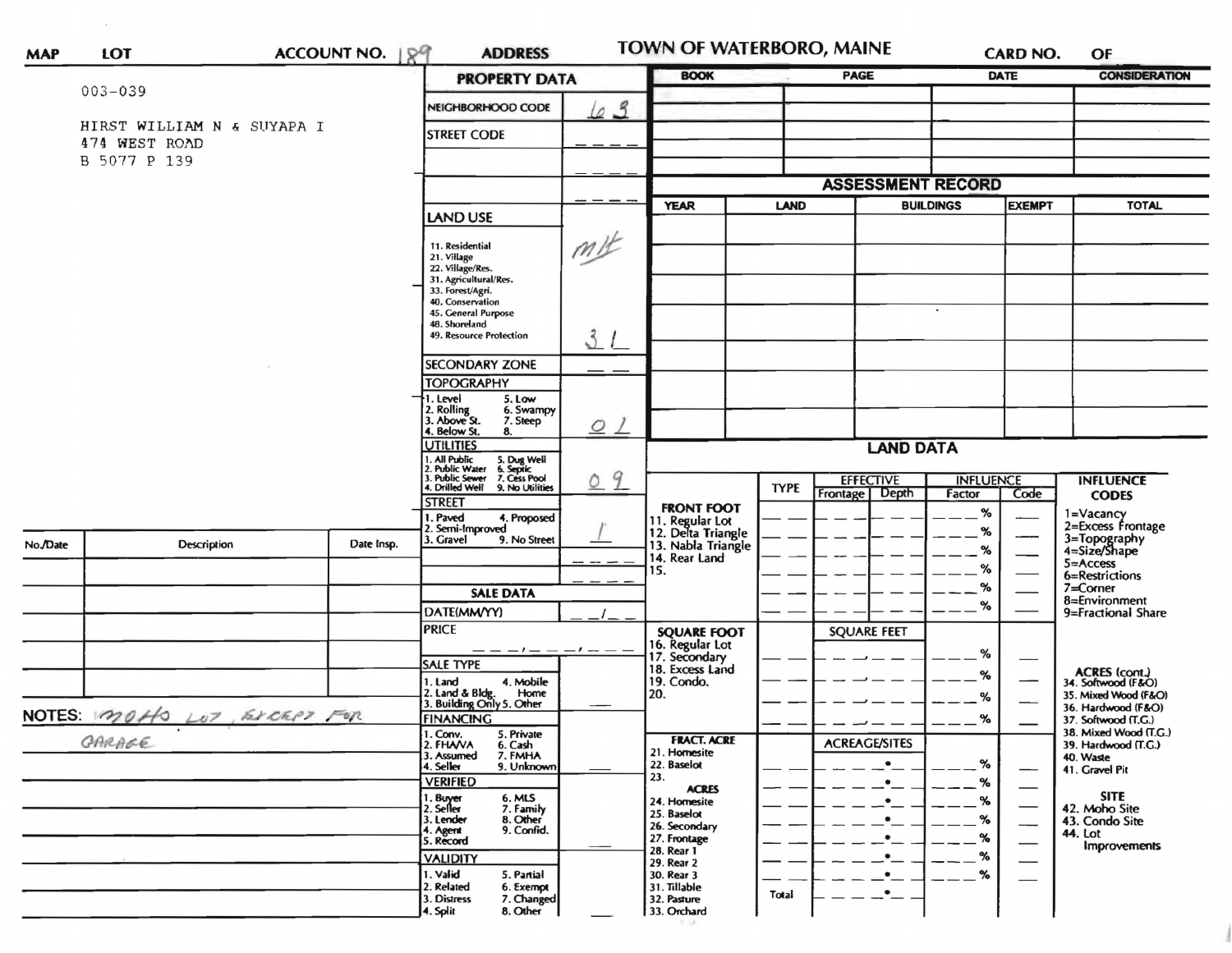| MAP | LOT | ACCOUNT NO. 189 | ADDRESS | TOWN OF WATERBORO, MAINE | CARD NO. | OF |
|---|---|---|---|---|---|---|

003-039

HIRST WILLIAM N & SUYAPA I
474 WEST ROAD
B 5077 P 139

## PROPERTY DATA

| Field | Value |
|---|---|
| NEIGHBORHOOD CODE | 63 |
| STREET CODE | |
| LAND USE (11. Residential, 21. Village, 22. Village/Res., 31. Agricultural/Res., 33. Forest/Agri., 40. Conservation, 45. General Purpose, 48. Shoreland, 49. Resource Protection) | MH 31 |
| SECONDARY ZONE | |
| TOPOGRAPHY (1. Level, 2. Rolling, 3. Above St., 4. Below St., 5. Low, 6. Swampy, 7. Steep, 8.) | 01 |
| UTILITIES (1. All Public, 2. Public Water, 3. Public Sewer, 4. Drilled Well, 5. Dug Well, 6. Septic, 7. Cess Pool, 9. No Utilities) | 09 |
| STREET (1. Paved, 2. Semi-Improved, 3. Gravel, 4. Proposed, 9. No Street) | 1 |

## SALE DATA

| Field | Value |
|---|---|
| DATE(MM/YY) | / |
| PRICE | |
| SALE TYPE (1. Land, 2. Land & Bldg., 3. Building Only, 4. Mobile Home, 5. Other) | |
| FINANCING (1. Conv., 2. FHA/VA, 3. Assumed, 4. Seller, 5. Private, 6. Cash, 7. FMHA, 9. Unknown) | |
| VERIFIED (1. Buyer, 2. Seller, 3. Lender, 4. Agent, 5. Record, 6. MLS, 7. Family, 8. Other, 9. Confid.) | |
| VALIDITY (1. Valid, 2. Related, 3. Distress, 4. Split, 5. Partial, 6. Exempt, 7. Changed, 8. Other) | |

| BOOK | PAGE | DATE | CONSIDERATION |
|---|---|---|---|
| | | | |
| | | | |
| | | | |

## ASSESSMENT RECORD

| YEAR | LAND | BUILDINGS | EXEMPT | TOTAL |
|---|---|---|---|---|
| | | | | |
| | | | | |
| | | | | |
| | | | | |
| | | | | |
| | | | | |
| | | | | |

## LAND DATA

| | TYPE | EFFECTIVE Frontage | EFFECTIVE Depth | INFLUENCE Factor | INFLUENCE Code |
|---|---|---|---|---|---|
| FRONT FOOT: 11. Regular Lot, 12. Delta Triangle, 13. Nabla Triangle, 14. Rear Land, 15. | | | | % | |
| SQUARE FOOT: 16. Regular Lot, 17. Secondary, 18. Excess Land, 19. Condo., 20. | | SQUARE FEET | | % | |
| FRACT. ACRE: 21. Homesite, 22. Baselot, 23. ACRES: 24. Homesite, 25. Baselot, 26. Secondary, 27. Frontage, 28. Rear 1, 29. Rear 2, 30. Rear 3, 31. Tillable, 32. Pasture, 33. Orchard | | ACREAGE/SITES | | % | |
| | Total | | | | |

**INFLUENCE CODES**
1=Vacancy
2=Excess Frontage
3=Topography
4=Size/Shape
5=Access
6=Restrictions
7=Corner
8=Environment
9=Fractional Share

**ACRES (cont.)**
34. Softwood (F&O)
35. Mixed Wood (F&O)
36. Hardwood (F&O)
37. Softwood (T.G.)
38. Mixed Wood (T.G.)
39. Hardwood (T.G.)
40. Waste
41. Gravel Pit

**SITE**
42. Moho Site
43. Condo Site
44. Lot Improvements

| No./Date | Description | Date Insp. |
|---|---|---|
| | | |
| | | |
| | | |
| | | |
| | | |

NOTES: MOHO LOT, EXCEPT FOR GARAGE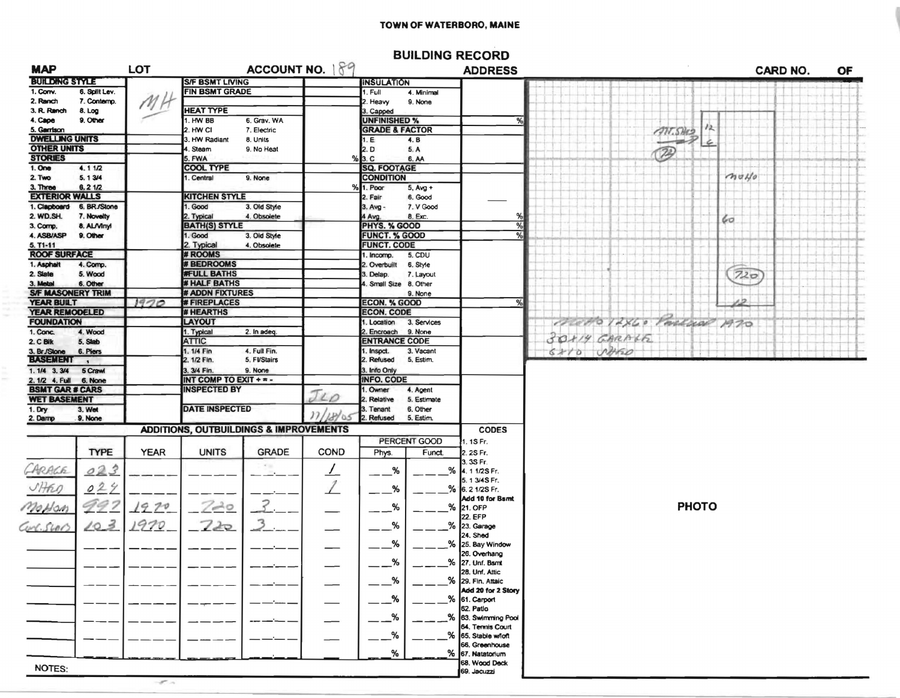**TOWN OF WATERBORO, MAINE**

## BUILDING RECORD

**MAP** | **LOT** | **ACCOUNT NO.** 189 | **ADDRESS** | **CARD NO.** | **OF**

| | | | | | |
|---|---|---|---|---|---|
| **BUILDING STYLE** 1. Conv. 6. Split Lev. 2. Ranch 7. Contemp. 3. R. Ranch 8. Log 4. Cape 9. Other 5. Garrison | MH | **S/F BSMT LIVING** | | **INSULATION** 1. Full 4. Minimal 2. Heavy 9. None 3. Capped | |
| | | **FIN BSMT GRADE** | | | |
| | | **HEAT TYPE** 1. HW BB 6. Grav. WA 2. HW CI 7. Electric 3. HW Radiant 8. Units 4. Steam 9. No Heat 5. FWA | | **UNFINISHED %** | % |
| **DWELLING UNITS** | | | | **GRADE & FACTOR** 1. E 4. B 2. D 5. A 3. C 6. AA | % |
| **OTHER UNITS** | | | | | |
| **STORIES** 1. One 4. 1 1/2 2. Two 5. 1 3/4 3. Three 6. 2 1/2 | | **COOL TYPE** 1. Central 9. None | % | **SQ. FOOTAGE** | |
| | | | | **CONDITION** 1. Poor 5. Avg + 2. Fair 6. Good 3. Avg - 7. V Good 4 Avg. 8. Exc. | |
| **EXTERIOR WALLS** 1. Clapboard 6. BR./Stone 2. WD.SH. 7. Novelty 3. Comp. 8. AL/Vinyl 4. ASB/ASP 9. Other 5. T1-11 | | **KITCHEN STYLE** 1. Good 3. Old Style 2. Typical 4. Obsolete | | **PHYS. % GOOD** | % |
| | | **BATH(S) STYLE** 1. Good 3. Old Style 2. Typical 4. Obsolete | | **FUNCT. % GOOD** | % |
| **ROOF SURFACE** 1. Asphalt 4. Comp. 2. Slate 5. Wood 3. Metal 6. Other | | **# ROOMS** | | **FUNCT. CODE** 1. Incomp. 5. CDU 2. Overbuilt 6. Style 3. Delap. 7. Layout 4. Small Size 8. Other 9. None | |
| | | **# BEDROOMS** | | | |
| | | **#FULL BATHS** | | | |
| | | **# HALF BATHS** | | | |
| **S/F MASONRY TRIM** | | **# ADDN FIXTURES** | | | |
| **YEAR BUILT** | 1970 | **# FIREPLACES** | | **ECON. % GOOD** | % |
| **YEAR REMODELED** | | **# HEARTHS** | | **ECON. CODE** 1. Location 3. Services 2. Encroach 9. None | |
| **FOUNDATION** 1. Conc. 4. Wood 2. C Blk 5. Slab 3. Br./Stone 6. Piers | | **LAYOUT** 1. Typical 2. In adeq. | | | |
| | | **ATTIC** 1. 1/4 Fin 4. Full Fin. 2. 1/2 Fin. 5. Fl/Stairs 3. 3/4 Fin. 9. None | | **ENTRANCE CODE** 1. Inspct. 3. Vacant 2. Refused 5. Estim. 3. Info Only | |
| **BASEMENT** 1. 1/4 3. 3/4 5 Crawl 2. 1/2 4. Full 6. None | | **INT COMP TO EXIT + = -** | | **INFO. CODE** 1. Owner 4. Agent 2. Relative 5. Estimate 3. Tenant 6. Other 2. Refused 5. Estim. | |
| **BSMT GAR # CARS** | | **INSPECTED BY** | JLD | | |
| **WET BASEMENT** 1. Dry 3. Wet 2. Damp 9. None | | **DATE INSPECTED** | 11/18/05 | | |

Sketch notes: ATT. SHED 12 6 (72); MOHO 60 12 (720)

MoHo 12x60 Parkwood 1970
30x14 GARAGE
6x10 SHED

### ADDITIONS, OUTBUILDINGS & IMPROVEMENTS

| | TYPE | YEAR | UNITS | GRADE | COND | PERCENT GOOD Phys. | Funct. |
|---|---|---|---|---|---|---|---|
| GARAGE | 023 | | | | 1 | % | % |
| SHED | 024 | | | | 1 | % | % |
| MoHom | 997 | 1970 | 720 | 3 | | % | % |
| Cvl.Shed | 103 | 1970 | 720 | 3 | | % | % |
| | | | | | | % | % |
| | | | | | | % | % |
| | | | | | | % | % |
| | | | | | | % | % |
| | | | | | | % | % |
| | | | | | | % | % |
| | | | | | | % | % |

**CODES**
1. 1S Fr.
2. 2S Fr.
3. 3S Fr.
4. 1 1/2S Fr.
5. 1 3/4S Fr.
6. 2 1/2S Fr.
Add 10 for Bsmt
21. OFP
22. EFP
23. Garage
24. Shed
25. Bay Window
26. Overhang
27. Unf. Bsmt
28. Unf. Attic
29. Fin. Attaic
Add 20 for 2 Story
61. Carport
62. Patio
63. Swimming Pool
64. Tennis Court
65. Stable w/loft
66. Greenhouse
67. Natatorium
68. Wood Deck
69. Jacuzzi

**PHOTO**

NOTES: